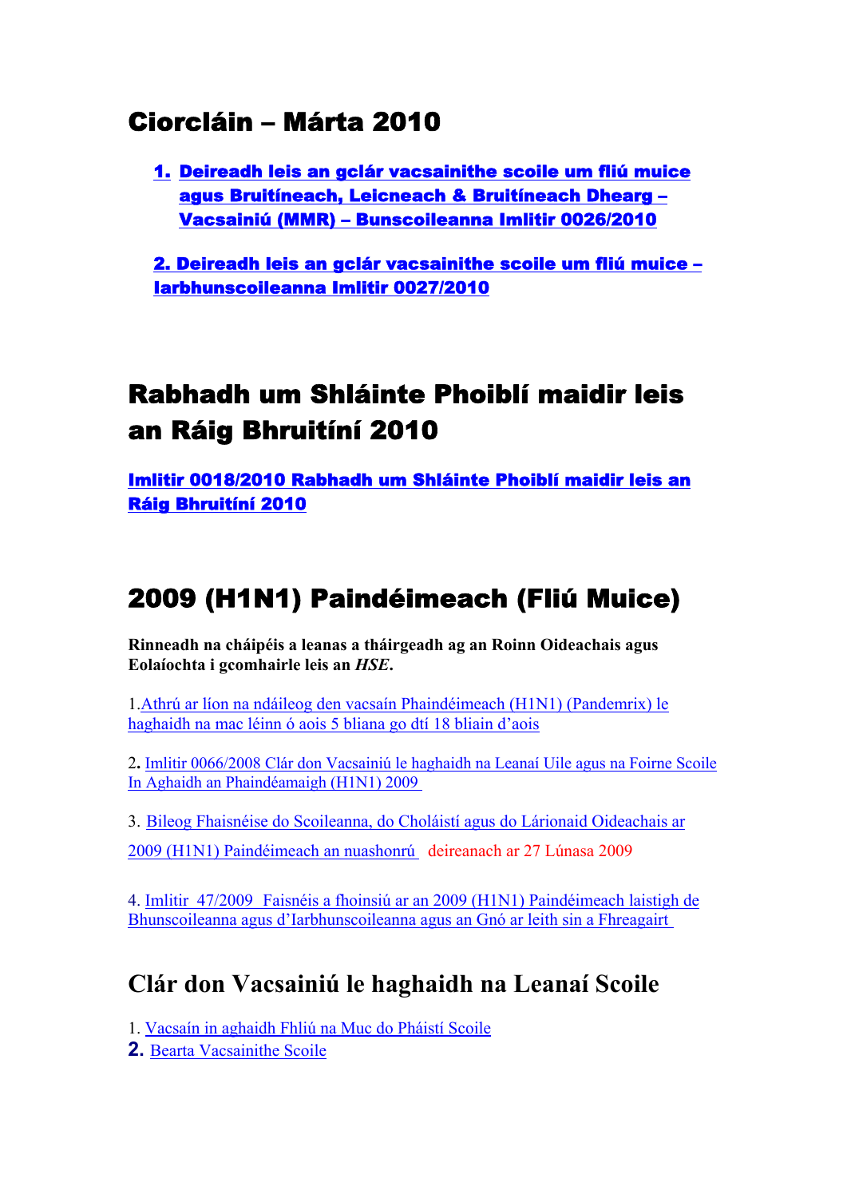# Ciorcláin – Márta 2010

1. **Deireadh leis an gclár vacsainithe scoile um fliú muice agus Bruitíneach, Leicneach & Bruitíneach Dhearg – Vacsainiú (MMR) – Bunscoileanna Imlitir 0026/2010**

**2. Deireadh leis an gclár vacsainithe scoile um fliú muice – Iarbhunscoileanna Imlitir 0027/2010**

# Rabhadh um Shláinte Phoiblí maidir leis an Ráig Bhruitíní 2010

**Imlitir 0018/2010 Rabhadh um Shláinte Phoiblí maidir leis an Ráig Bhruitíní 2010**

# 2009 (H1N1) Paindéimeach (Fliú Muice)

**Rinneadh na cháipéis a leanas a tháirgeadh ag an Roinn Oideachais agus Eolaíochta i gcomhairle leis an *HSE*.**

1. Athrú ar líon na ndáileog den vacsaín Phaindéimeach (H1N1) (Pandemrix) le haghaidh na mac léinn ó aois 5 bliana go dtí 18 bliain d'aois

2. Imlitir 0066/2008 Clár don Vacsainiú le haghaidh na Leanaí Uile agus na Foirne Scoile In Aghaidh an Phaindéamaigh (H1N1) 2009

3. Bileog Fhaisnéise do Scoileanna, do Choláistí agus do Lárionaid Oideachais ar 2009 (H1N1) Paindéimeach an nuashonrú deireanach ar 27 Lúnasa 2009

4. Imlitir 47/2009 Faisnéis a fhoinsiú ar an 2009 (H1N1) Paindéimeach laistigh de Bhunscoileanna agus d'Iarbhunscoileanna agus an Gnó ar leith sin a Fhreagairt

## Clár don Vacsainiú le haghaidh na Leanaí Scoile

1. Vacsaín in aghaidh Fhliú na Muc do Pháistí Scoile
2. Bearta Vacsainithe Scoile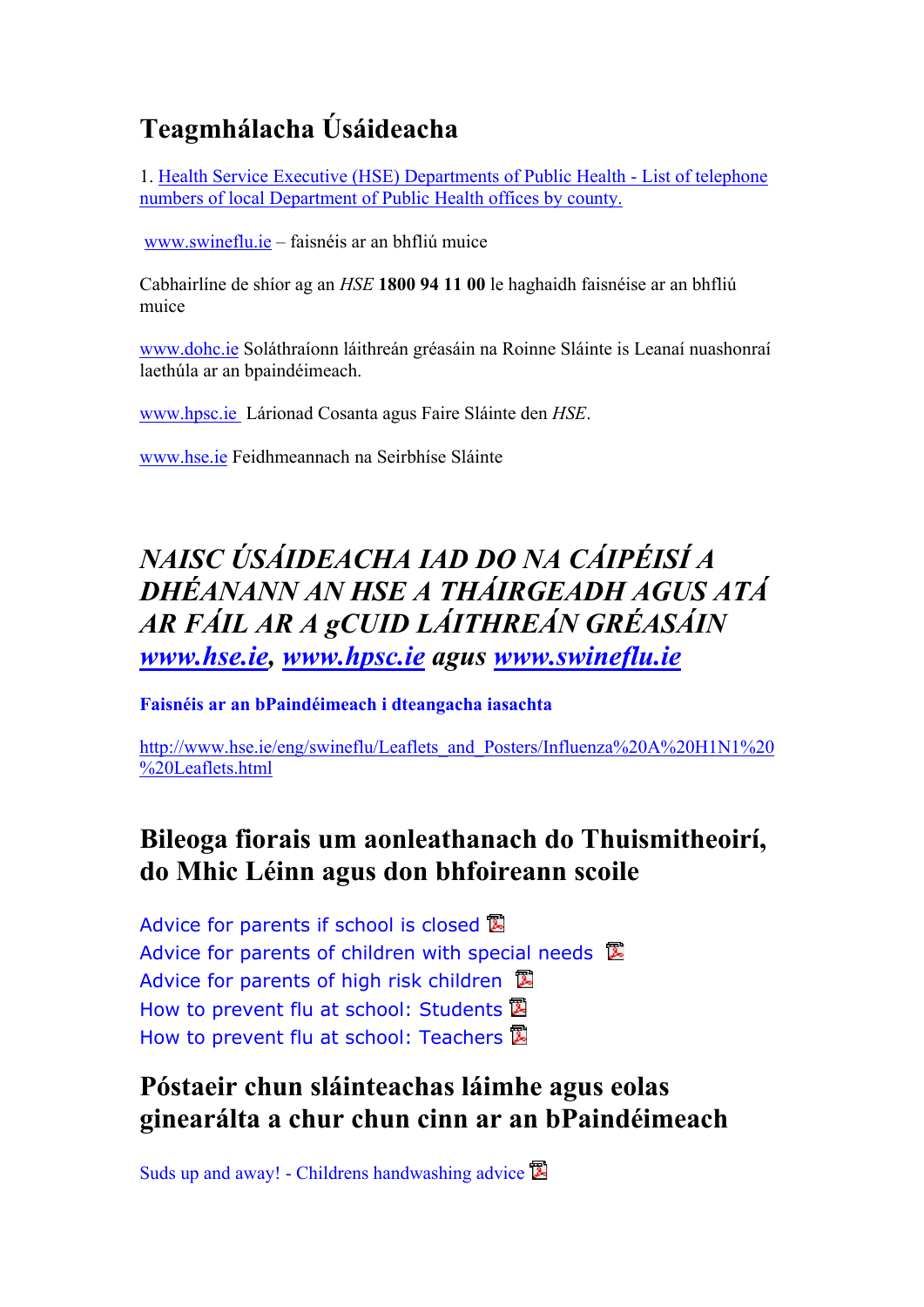# Teagmhálacha Úsáideacha

1. Health Service Executive (HSE) Departments of Public Health - List of telephone numbers of local Department of Public Health offices by county.

www.swineflu.ie – faisnéis ar an bhfliú muice

Cabhairlíne de shíor ag an *HSE* **1800 94 11 00** le haghaidh faisnéise ar an bhfliú muice

www.dohc.ie Soláthraíonn láithreán gréasáin na Roinne Sláinte is Leanaí nuashonraí laethúla ar an bpaindéimeach.

www.hpsc.ie Lárionad Cosanta agus Faire Sláinte den *HSE*.

www.hse.ie Feidhmeannach na Seirbhíse Sláinte

# *NAISC ÚSÁIDEACHA IAD DO NA CÁIPÉISÍ A DHÉANANN AN HSE A THÁIRGEADH AGUS ATÁ AR FÁIL AR A gCUID LÁITHREÁN GRÉASÁIN www.hse.ie, www.hpsc.ie agus www.swineflu.ie*

**Faisnéis ar an bPaindéimeach i dteangacha iasachta**

http://www.hse.ie/eng/swineflu/Leaflets_and_Posters/Influenza%20A%20H1N1%20%20Leaflets.html

## Bileoga fíorais um aonleathanach do Thuismitheoirí, do Mhic Léinn agus don bhfoireann scoile

Advice for parents if school is closed
Advice for parents of children with special needs
Advice for parents of high risk children
How to prevent flu at school: Students
How to prevent flu at school: Teachers

## Póstaeir chun sláinteachas láimhe agus eolas ginearálta a chur chun cinn ar an bPaindéimeach

Suds up and away! - Childrens handwashing advice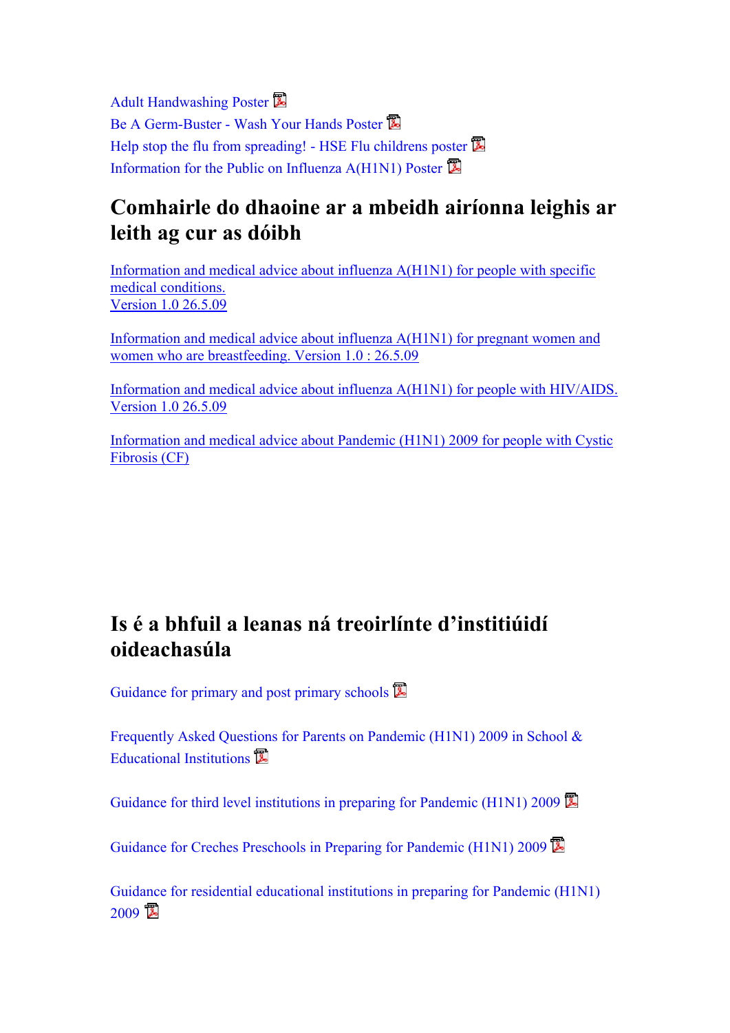Adult Handwashing Poster  
Be A Germ-Buster - Wash Your Hands Poster  
Help stop the flu from spreading! - HSE Flu childrens poster  
Information for the Public on Influenza A(H1N1) Poster

# Comhairle do dhaoine ar a mbeidh airíonna leighis ar leith ag cur as dóibh

Information and medical advice about influenza A(H1N1) for people with specific medical conditions.  
Version 1.0 26.5.09

Information and medical advice about influenza A(H1N1) for pregnant women and women who are breastfeeding. Version 1.0 : 26.5.09

Information and medical advice about influenza A(H1N1) for people with HIV/AIDS. Version 1.0 26.5.09

Information and medical advice about Pandemic (H1N1) 2009 for people with Cystic Fibrosis (CF)

# Is é a bhfuil a leanas ná treoirlínte d'institiúidí oideachasúla

Guidance for primary and post primary schools

Frequently Asked Questions for Parents on Pandemic (H1N1) 2009 in School & Educational Institutions

Guidance for third level institutions in preparing for Pandemic (H1N1) 2009

Guidance for Creches Preschools in Preparing for Pandemic (H1N1) 2009

Guidance for residential educational institutions in preparing for Pandemic (H1N1) 2009